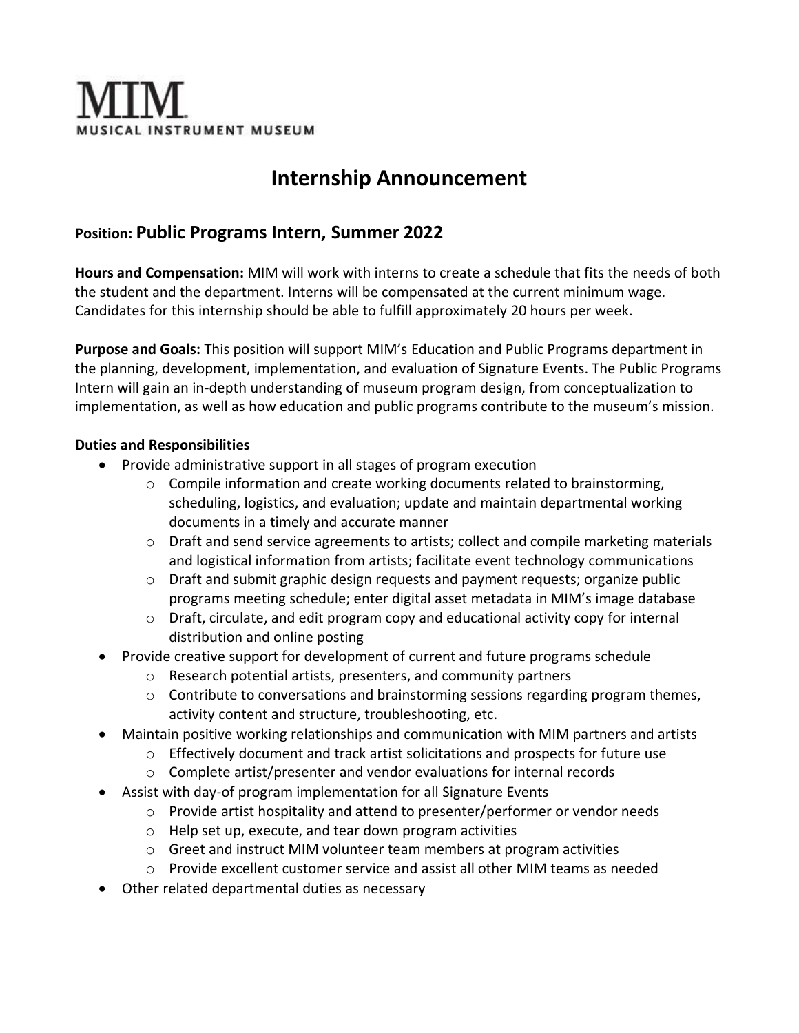# MIM
MUSICAL INSTRUMENT MUSEUM

## Internship Announcement

### Position: Public Programs Intern, Summer 2022

**Hours and Compensation:** MIM will work with interns to create a schedule that fits the needs of both the student and the department. Interns will be compensated at the current minimum wage. Candidates for this internship should be able to fulfill approximately 20 hours per week.

**Purpose and Goals:** This position will support MIM's Education and Public Programs department in the planning, development, implementation, and evaluation of Signature Events. The Public Programs Intern will gain an in-depth understanding of museum program design, from conceptualization to implementation, as well as how education and public programs contribute to the museum's mission.

**Duties and Responsibilities**

- Provide administrative support in all stages of program execution
  - Compile information and create working documents related to brainstorming, scheduling, logistics, and evaluation; update and maintain departmental working documents in a timely and accurate manner
  - Draft and send service agreements to artists; collect and compile marketing materials and logistical information from artists; facilitate event technology communications
  - Draft and submit graphic design requests and payment requests; organize public programs meeting schedule; enter digital asset metadata in MIM's image database
  - Draft, circulate, and edit program copy and educational activity copy for internal distribution and online posting
- Provide creative support for development of current and future programs schedule
  - Research potential artists, presenters, and community partners
  - Contribute to conversations and brainstorming sessions regarding program themes, activity content and structure, troubleshooting, etc.
- Maintain positive working relationships and communication with MIM partners and artists
  - Effectively document and track artist solicitations and prospects for future use
  - Complete artist/presenter and vendor evaluations for internal records
- Assist with day-of program implementation for all Signature Events
  - Provide artist hospitality and attend to presenter/performer or vendor needs
  - Help set up, execute, and tear down program activities
  - Greet and instruct MIM volunteer team members at program activities
  - Provide excellent customer service and assist all other MIM teams as needed
- Other related departmental duties as necessary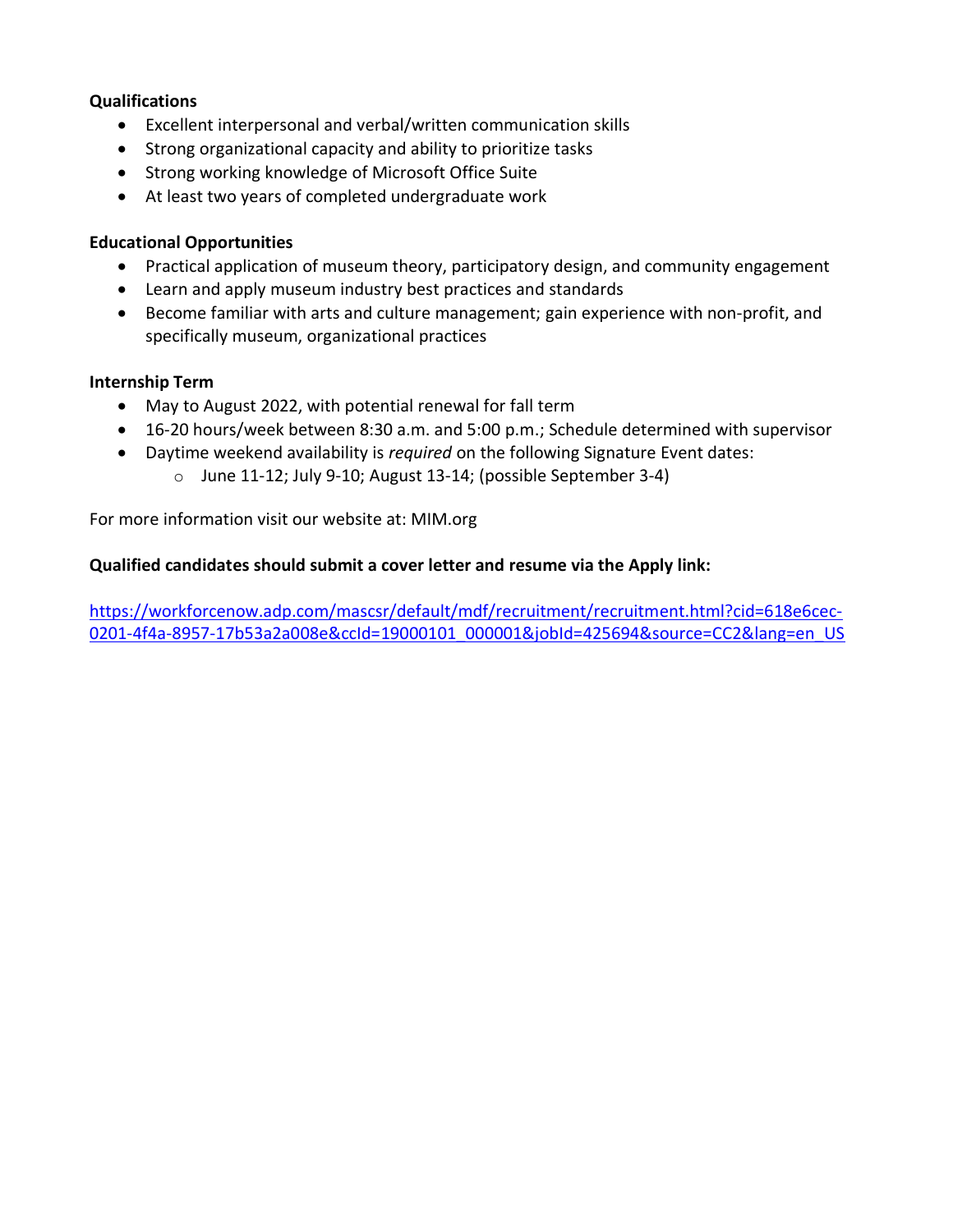**Qualifications**

- Excellent interpersonal and verbal/written communication skills
- Strong organizational capacity and ability to prioritize tasks
- Strong working knowledge of Microsoft Office Suite
- At least two years of completed undergraduate work

**Educational Opportunities**

- Practical application of museum theory, participatory design, and community engagement
- Learn and apply museum industry best practices and standards
- Become familiar with arts and culture management; gain experience with non-profit, and specifically museum, organizational practices

**Internship Term**

- May to August 2022, with potential renewal for fall term
- 16-20 hours/week between 8:30 a.m. and 5:00 p.m.; Schedule determined with supervisor
- Daytime weekend availability is *required* on the following Signature Event dates:
  - June 11-12; July 9-10; August 13-14; (possible September 3-4)

For more information visit our website at: MIM.org

**Qualified candidates should submit a cover letter and resume via the Apply link:**

[https://workforcenow.adp.com/mascsr/default/mdf/recruitment/recruitment.html?cid=618e6cec-0201-4f4a-8957-17b53a2a008e&ccId=19000101_000001&jobId=425694&source=CC2&lang=en_US](https://workforcenow.adp.com/mascsr/default/mdf/recruitment/recruitment.html?cid=618e6cec-0201-4f4a-8957-17b53a2a008e&ccId=19000101_000001&jobId=425694&source=CC2&lang=en_US)